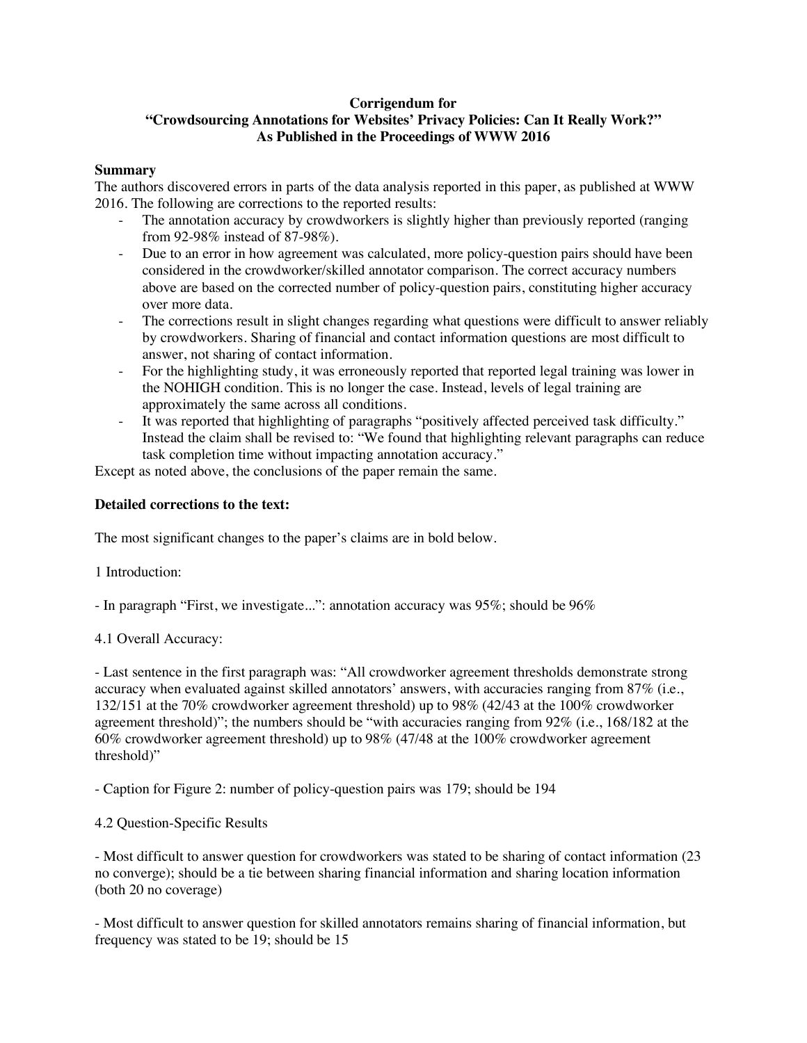**Corrigendum for**
**"Crowdsourcing Annotations for Websites' Privacy Policies: Can It Really Work?"**
**As Published in the Proceedings of WWW 2016**

**Summary**

The authors discovered errors in parts of the data analysis reported in this paper, as published at WWW 2016. The following are corrections to the reported results:

- The annotation accuracy by crowdworkers is slightly higher than previously reported (ranging from 92-98% instead of 87-98%).
- Due to an error in how agreement was calculated, more policy-question pairs should have been considered in the crowdworker/skilled annotator comparison. The correct accuracy numbers above are based on the corrected number of policy-question pairs, constituting higher accuracy over more data.
- The corrections result in slight changes regarding what questions were difficult to answer reliably by crowdworkers. Sharing of financial and contact information questions are most difficult to answer, not sharing of contact information.
- For the highlighting study, it was erroneously reported that reported legal training was lower in the NOHIGH condition. This is no longer the case. Instead, levels of legal training are approximately the same across all conditions.
- It was reported that highlighting of paragraphs "positively affected perceived task difficulty." Instead the claim shall be revised to: "We found that highlighting relevant paragraphs can reduce task completion time without impacting annotation accuracy."

Except as noted above, the conclusions of the paper remain the same.

**Detailed corrections to the text:**

The most significant changes to the paper's claims are in bold below.

1 Introduction:

- In paragraph "First, we investigate...": annotation accuracy was 95%; should be 96%

4.1 Overall Accuracy:

- Last sentence in the first paragraph was: "All crowdworker agreement thresholds demonstrate strong accuracy when evaluated against skilled annotators' answers, with accuracies ranging from 87% (i.e., 132/151 at the 70% crowdworker agreement threshold) up to 98% (42/43 at the 100% crowdworker agreement threshold)"; the numbers should be "with accuracies ranging from 92% (i.e., 168/182 at the 60% crowdworker agreement threshold) up to 98% (47/48 at the 100% crowdworker agreement threshold)"

- Caption for Figure 2: number of policy-question pairs was 179; should be 194

4.2 Question-Specific Results

- Most difficult to answer question for crowdworkers was stated to be sharing of contact information (23 no converge); should be a tie between sharing financial information and sharing location information (both 20 no coverage)

- Most difficult to answer question for skilled annotators remains sharing of financial information, but frequency was stated to be 19; should be 15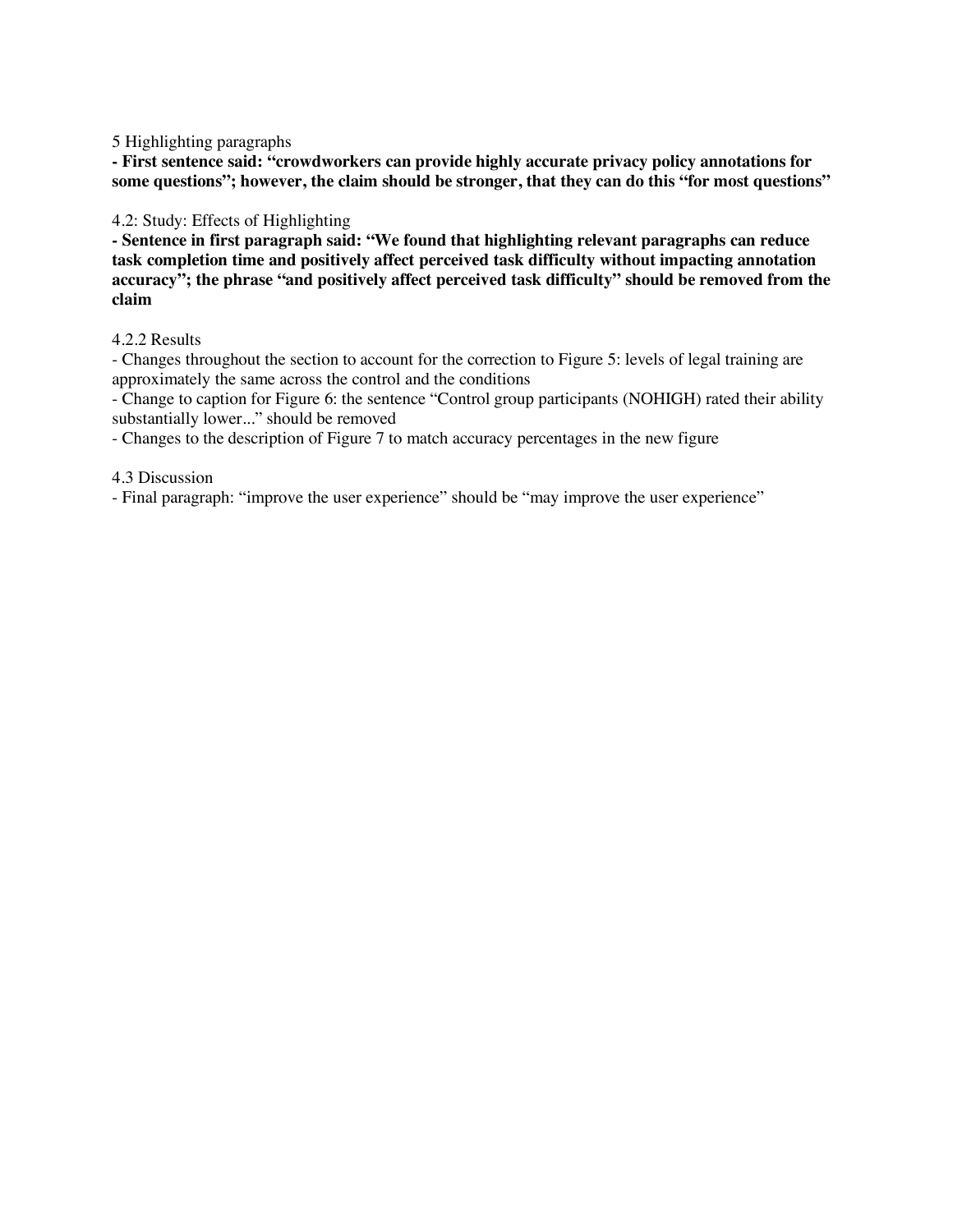5 Highlighting paragraphs

**- First sentence said: "crowdworkers can provide highly accurate privacy policy annotations for some questions"; however, the claim should be stronger, that they can do this "for most questions"**

4.2: Study: Effects of Highlighting

**- Sentence in first paragraph said: "We found that highlighting relevant paragraphs can reduce task completion time and positively affect perceived task difficulty without impacting annotation accuracy"; the phrase "and positively affect perceived task difficulty" should be removed from the claim**

4.2.2 Results

- Changes throughout the section to account for the correction to Figure 5: levels of legal training are approximately the same across the control and the conditions
- Change to caption for Figure 6: the sentence "Control group participants (NOHIGH) rated their ability substantially lower..." should be removed
- Changes to the description of Figure 7 to match accuracy percentages in the new figure

4.3 Discussion

- Final paragraph: "improve the user experience" should be "may improve the user experience"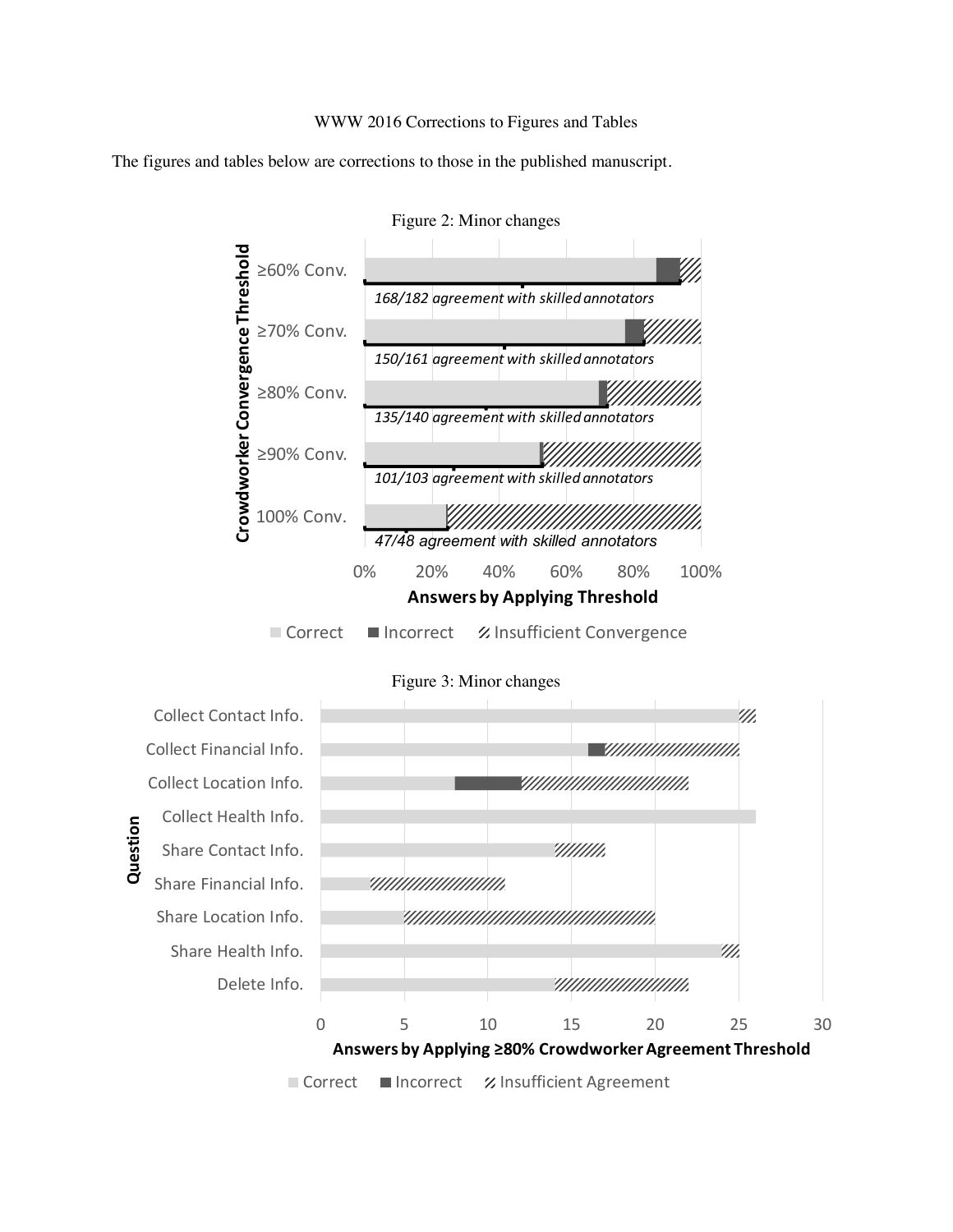WWW 2016 Corrections to Figures and Tables

The figures and tables below are corrections to those in the published manuscript.

Figure 2: Minor changes

Crowdworker Convergence Threshold

≥60% Conv.

*168/182 agreement with skilled annotators*

≥70% Conv.

*150/161 agreement with skilled annotators*

≥80% Conv.

*135/140 agreement with skilled annotators*

≥90% Conv.

*101/103 agreement with skilled annotators*

100% Conv.

*47/48 agreement with skilled annotators*

0% 20% 40% 60% 80% 100%

**Answers by Applying Threshold**

Correct  Incorrect  Insufficient Convergence

Figure 3: Minor changes

Question

Collect Contact Info.

Collect Financial Info.

Collect Location Info.

Collect Health Info.

Share Contact Info.

Share Financial Info.

Share Location Info.

Share Health Info.

Delete Info.

0 5 10 15 20 25 30

**Answers by Applying ≥80% Crowdworker Agreement Threshold**

Correct  Incorrect  Insufficient Agreement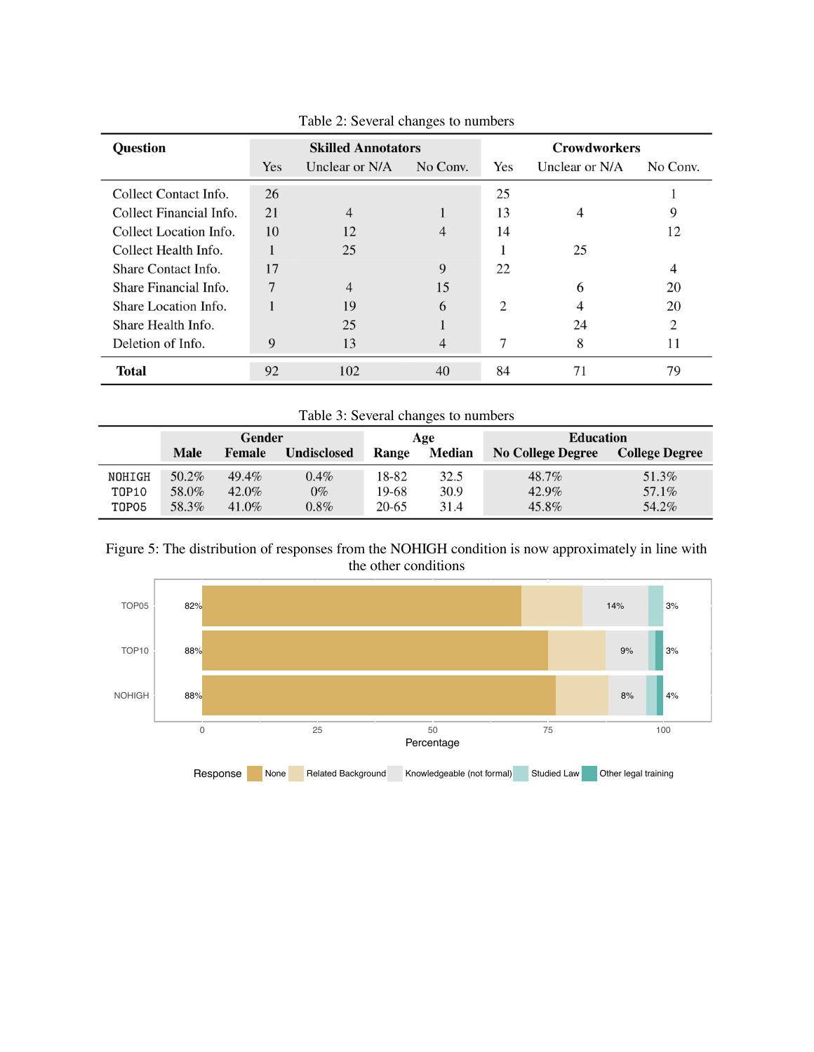Table 2: Several changes to numbers

| Question | Skilled Annotators | | | Crowdworkers | | |
|---|---|---|---|---|---|---|
| | Yes | Unclear or N/A | No Conv. | Yes | Unclear or N/A | No Conv. |
| Collect Contact Info. | 26 | | | 25 | | 1 |
| Collect Financial Info. | 21 | 4 | 1 | 13 | 4 | 9 |
| Collect Location Info. | 10 | 12 | 4 | 14 | | 12 |
| Collect Health Info. | 1 | 25 | | 1 | 25 | |
| Share Contact Info. | 17 | | 9 | 22 | | 4 |
| Share Financial Info. | 7 | 4 | 15 | | 6 | 20 |
| Share Location Info. | 1 | 19 | 6 | 2 | 4 | 20 |
| Share Health Info. | | 25 | 1 | | 24 | 2 |
| Deletion of Info. | 9 | 13 | 4 | 7 | 8 | 11 |
| **Total** | 92 | 102 | 40 | 84 | 71 | 79 |

Table 3: Several changes to numbers

| | Gender | | | Age | | Education | |
|---|---|---|---|---|---|---|---|
| | **Male** | **Female** | **Undisclosed** | **Range** | **Median** | **No College Degree** | **College Degree** |
| NOHIGH | 50.2% | 49.4% | 0.4% | 18-82 | 32.5 | 48.7% | 51.3% |
| TOP10 | 58.0% | 42.0% | 0% | 19-68 | 30.9 | 42.9% | 57.1% |
| TOP05 | 58.3% | 41.0% | 0.8% | 20-65 | 31.4 | 45.8% | 54.2% |

Figure 5: The distribution of responses from the NOHIGH condition is now approximately in line with the other conditions

| Condition | None | Knowledgeable (not formal) | Studied Law / Other legal training |
|---|---|---|---|
| TOP05 | 82% | 14% | 3% |
| TOP10 | 88% | 9% | 3% |
| NOHIGH | 88% | 8% | 4% |

Response: None, Related Background, Knowledgeable (not formal), Studied Law, Other legal training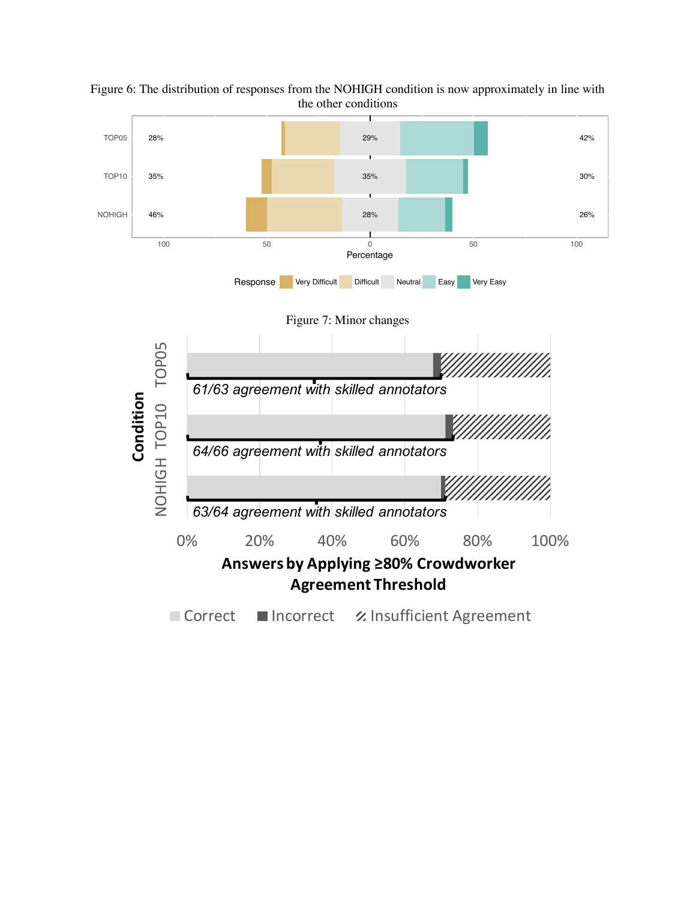Figure 6: The distribution of responses from the NOHIGH condition is now approximately in line with the other conditions

Figure 7: Minor changes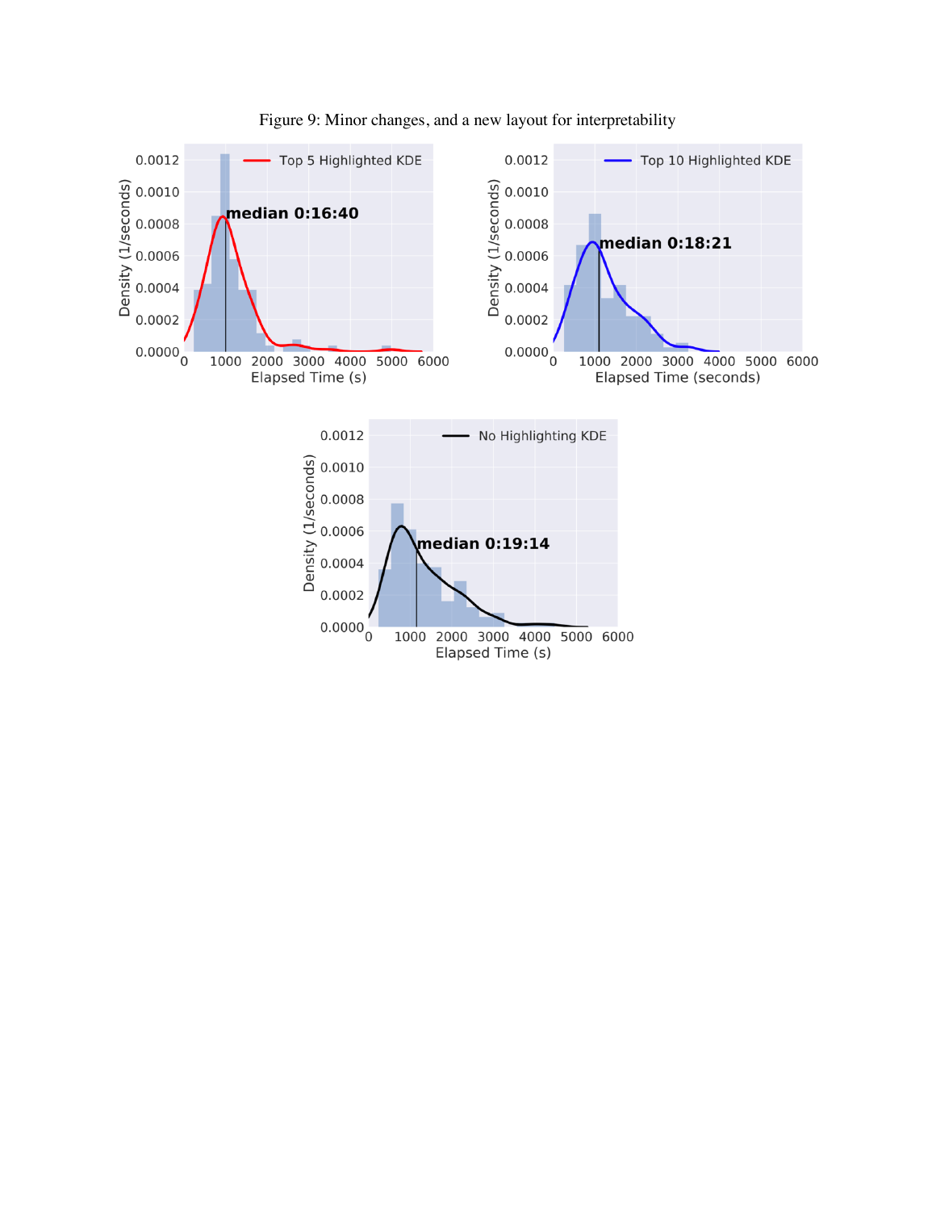Figure 9: Minor changes, and a new layout for interpretability

Top 5 Highlighted KDE
median 0:16:40
Density (1/seconds)
0.0000
0.0002
0.0004
0.0006
0.0008
0.0010
0.0012
0
1000
2000
3000
4000
5000
6000
Elapsed Time (s)

Top 10 Highlighted KDE
median 0:18:21
Density (1/seconds)
0.0000
0.0002
0.0004
0.0006
0.0008
0.0010
0.0012
0
1000
2000
3000
4000
5000
6000
Elapsed Time (seconds)

No Highlighting KDE
median 0:19:14
Density (1/seconds)
0.0000
0.0002
0.0004
0.0006
0.0008
0.0010
0.0012
0
1000
2000
3000
4000
5000
6000
Elapsed Time (s)